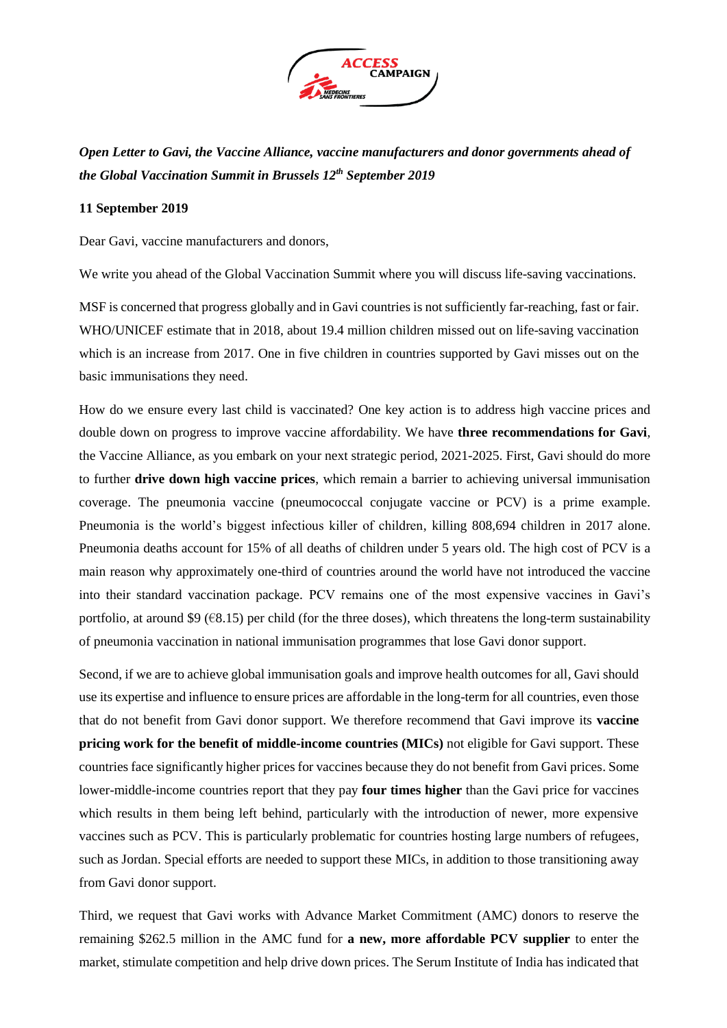*Open Letter to Gavi, the Vaccine Alliance, vaccine manufacturers and donor governments ahead of the Global Vaccination Summit in Brussels 12th September 2019*

**11 September 2019**

Dear Gavi, vaccine manufacturers and donors,

We write you ahead of the Global Vaccination Summit where you will discuss life-saving vaccinations.

MSF is concerned that progress globally and in Gavi countries is not sufficiently far-reaching, fast or fair. WHO/UNICEF estimate that in 2018, about 19.4 million children missed out on life-saving vaccination which is an increase from 2017. One in five children in countries supported by Gavi misses out on the basic immunisations they need.

How do we ensure every last child is vaccinated? One key action is to address high vaccine prices and double down on progress to improve vaccine affordability. We have **three recommendations for Gavi**, the Vaccine Alliance, as you embark on your next strategic period, 2021-2025. First, Gavi should do more to further **drive down high vaccine prices**, which remain a barrier to achieving universal immunisation coverage. The pneumonia vaccine (pneumococcal conjugate vaccine or PCV) is a prime example. Pneumonia is the world's biggest infectious killer of children, killing 808,694 children in 2017 alone. Pneumonia deaths account for 15% of all deaths of children under 5 years old. The high cost of PCV is a main reason why approximately one-third of countries around the world have not introduced the vaccine into their standard vaccination package. PCV remains one of the most expensive vaccines in Gavi's portfolio, at around $9 (€8.15) per child (for the three doses), which threatens the long-term sustainability of pneumonia vaccination in national immunisation programmes that lose Gavi donor support.

Second, if we are to achieve global immunisation goals and improve health outcomes for all, Gavi should use its expertise and influence to ensure prices are affordable in the long-term for all countries, even those that do not benefit from Gavi donor support. We therefore recommend that Gavi improve its **vaccine pricing work for the benefit of middle-income countries (MICs)** not eligible for Gavi support. These countries face significantly higher prices for vaccines because they do not benefit from Gavi prices. Some lower-middle-income countries report that they pay **four times higher** than the Gavi price for vaccines which results in them being left behind, particularly with the introduction of newer, more expensive vaccines such as PCV. This is particularly problematic for countries hosting large numbers of refugees, such as Jordan. Special efforts are needed to support these MICs, in addition to those transitioning away from Gavi donor support.

Third, we request that Gavi works with Advance Market Commitment (AMC) donors to reserve the remaining $262.5 million in the AMC fund for **a new, more affordable PCV supplier** to enter the market, stimulate competition and help drive down prices. The Serum Institute of India has indicated that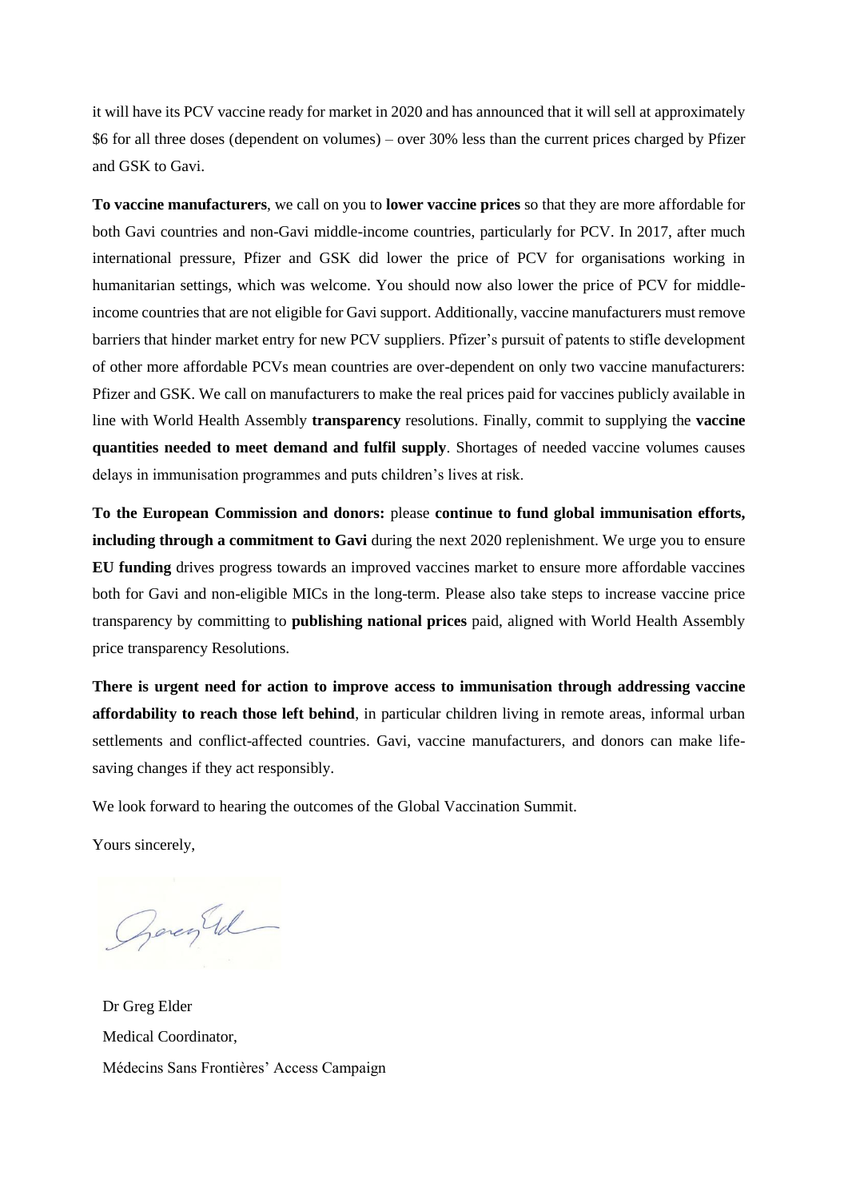it will have its PCV vaccine ready for market in 2020 and has announced that it will sell at approximately $6 for all three doses (dependent on volumes) – over 30% less than the current prices charged by Pfizer and GSK to Gavi.

**To vaccine manufacturers**, we call on you to **lower vaccine prices** so that they are more affordable for both Gavi countries and non-Gavi middle-income countries, particularly for PCV. In 2017, after much international pressure, Pfizer and GSK did lower the price of PCV for organisations working in humanitarian settings, which was welcome. You should now also lower the price of PCV for middle-income countries that are not eligible for Gavi support. Additionally, vaccine manufacturers must remove barriers that hinder market entry for new PCV suppliers. Pfizer's pursuit of patents to stifle development of other more affordable PCVs mean countries are over-dependent on only two vaccine manufacturers: Pfizer and GSK. We call on manufacturers to make the real prices paid for vaccines publicly available in line with World Health Assembly **transparency** resolutions. Finally, commit to supplying the **vaccine quantities needed to meet demand and fulfil supply**. Shortages of needed vaccine volumes causes delays in immunisation programmes and puts children's lives at risk.

**To the European Commission and donors:** please **continue to fund global immunisation efforts, including through a commitment to Gavi** during the next 2020 replenishment. We urge you to ensure **EU funding** drives progress towards an improved vaccines market to ensure more affordable vaccines both for Gavi and non-eligible MICs in the long-term. Please also take steps to increase vaccine price transparency by committing to **publishing national prices** paid, aligned with World Health Assembly price transparency Resolutions.

**There is urgent need for action to improve access to immunisation through addressing vaccine affordability to reach those left behind**, in particular children living in remote areas, informal urban settlements and conflict-affected countries. Gavi, vaccine manufacturers, and donors can make life-saving changes if they act responsibly.

We look forward to hearing the outcomes of the Global Vaccination Summit.

Yours sincerely,

Dr Greg Elder
Medical Coordinator,
Médecins Sans Frontières' Access Campaign